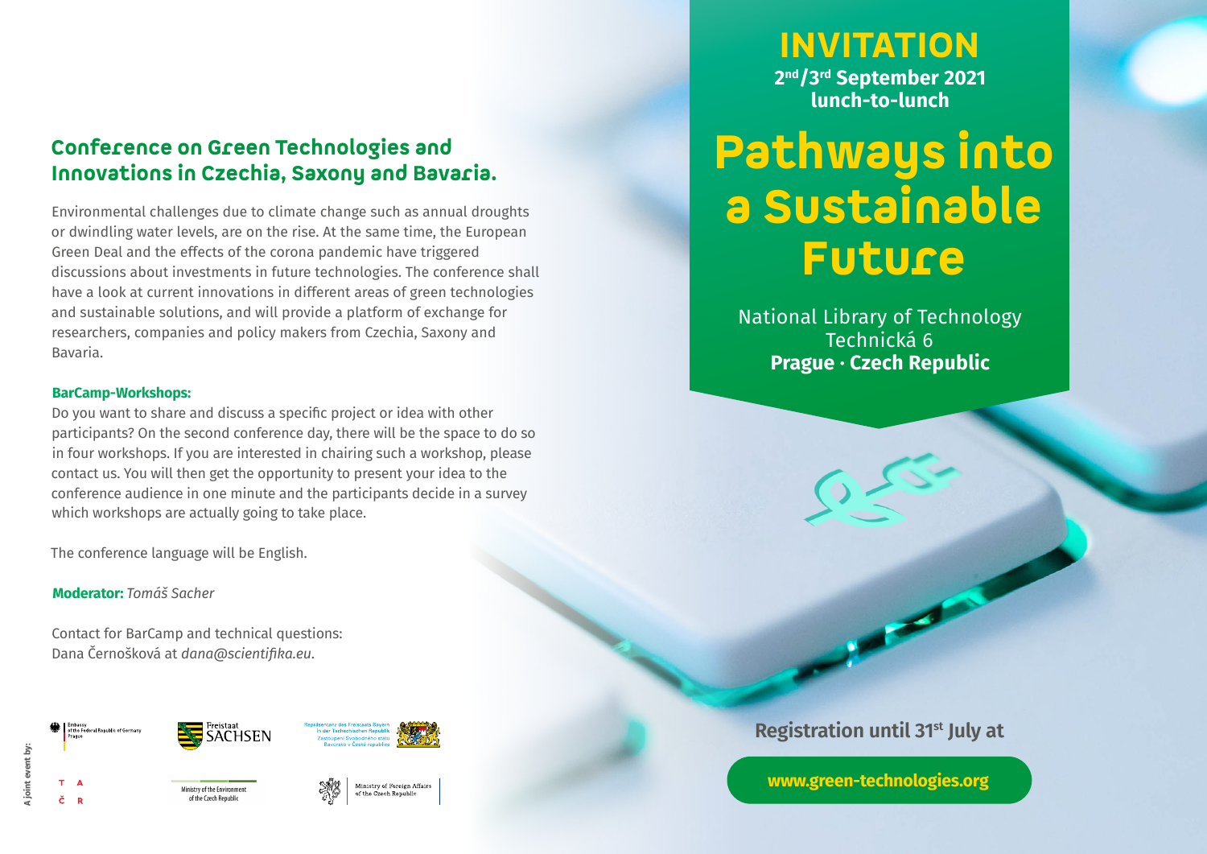# INVITATION

**2nd/3rd September 2021**
**lunch-to-lunch**

# Pathways into a Sustainable Future

National Library of Technology
Technická 6
**Prague · Czech Republic**

## Conference on Green Technologies and Innovations in Czechia, Saxony and Bavaria.

Environmental challenges due to climate change such as annual droughts or dwindling water levels, are on the rise. At the same time, the European Green Deal and the effects of the corona pandemic have triggered discussions about investments in future technologies. The conference shall have a look at current innovations in different areas of green technologies and sustainable solutions, and will provide a platform of exchange for researchers, companies and policy makers from Czechia, Saxony and Bavaria.

**BarCamp-Workshops:**

Do you want to share and discuss a specific project or idea with other participants? On the second conference day, there will be the space to do so in four workshops. If you are interested in chairing such a workshop, please contact us. You will then get the opportunity to present your idea to the conference audience in one minute and the participants decide in a survey which workshops are actually going to take place.

The conference language will be English.

**Moderator:** *Tomáš Sacher*

Contact for BarCamp and technical questions:
Dana Černošková at *dana@scientifika.eu*.

**Registration until 31st July at**

**www.green-technologies.org**

A joint event by:

Embassy of the Federal Republic of Germany Prague

Freistaat SACHSEN

Repräsentanz des Freistaats Bayern in der Tschechischen Republik
Zastoupení Svobodného státu Bavorsko v České republice

TA ČR

Ministry of the Environment of the Czech Republic

Ministry of Foreign Affairs of the Czech Republic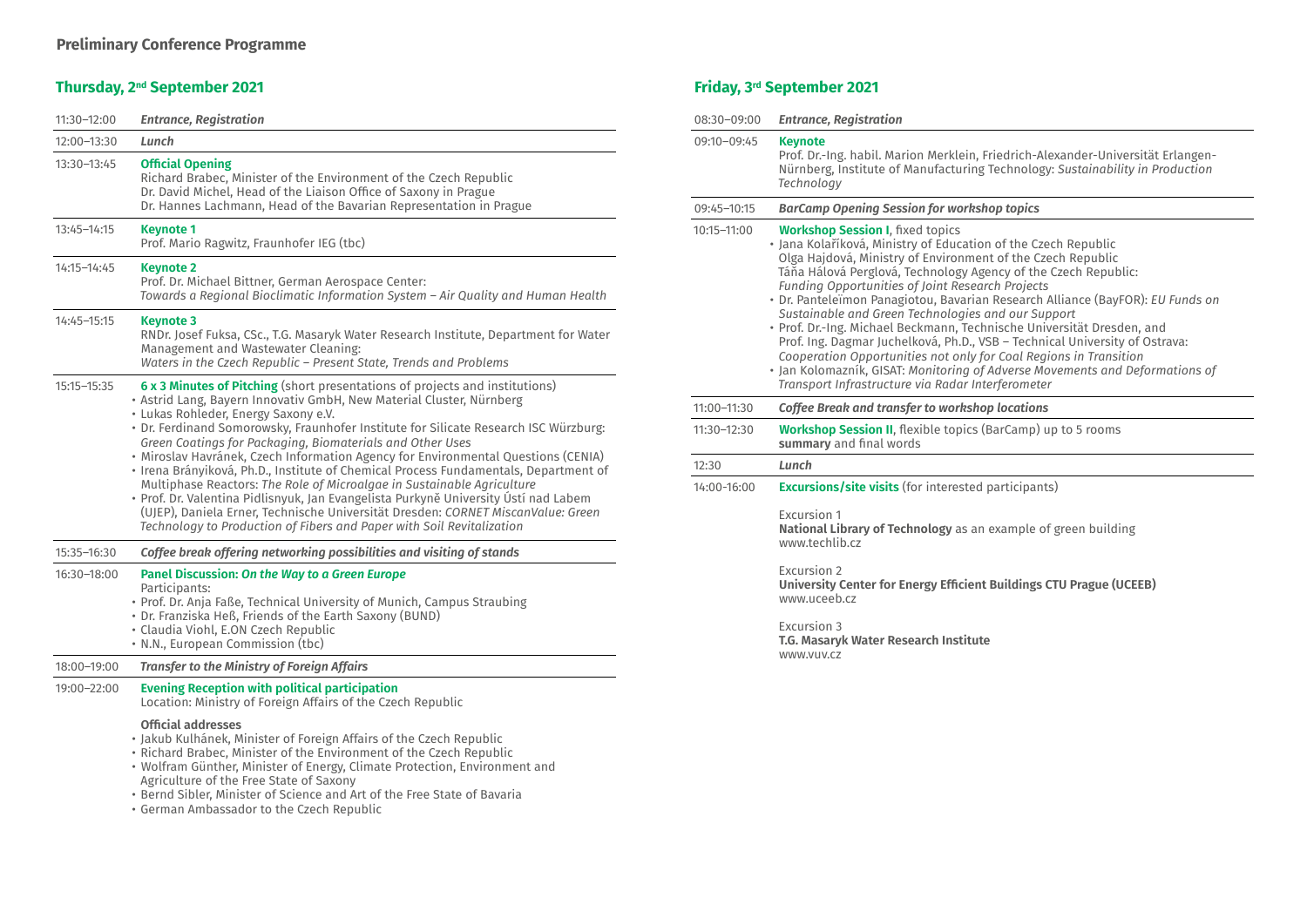## Preliminary Conference Programme

### Thursday, 2nd September 2021

| | |
|---|---|
| 11:30–12:00 | ***Entrance, Registration*** |
| 12:00–13:30 | ***Lunch*** |
| 13:30–13:45 | **Official Opening**<br>Richard Brabec, Minister of the Environment of the Czech Republic<br>Dr. David Michel, Head of the Liaison Office of Saxony in Prague<br>Dr. Hannes Lachmann, Head of the Bavarian Representation in Prague |
| 13:45–14:15 | **Keynote 1**<br>Prof. Mario Ragwitz, Fraunhofer IEG (tbc) |
| 14:15–14:45 | **Keynote 2**<br>Prof. Dr. Michael Bittner, German Aerospace Center:<br>*Towards a Regional Bioclimatic Information System – Air Quality and Human Health* |
| 14:45–15:15 | **Keynote 3**<br>RNDr. Josef Fuksa, CSc., T.G. Masaryk Water Research Institute, Department for Water Management and Wastewater Cleaning:<br>*Waters in the Czech Republic – Present State, Trends and Problems* |
| 15:15–15:35 | **6 x 3 Minutes of Pitching** (short presentations of projects and institutions)<br>• Astrid Lang, Bayern Innovativ GmbH, New Material Cluster, Nürnberg<br>• Lukas Rohleder, Energy Saxony e.V.<br>• Dr. Ferdinand Somorowsky, Fraunhofer Institute for Silicate Research ISC Würzburg: *Green Coatings for Packaging, Biomaterials and Other Uses*<br>• Miroslav Havránek, Czech Information Agency for Environmental Questions (CENIA)<br>• Irena Brányiková, Ph.D., Institute of Chemical Process Fundamentals, Department of Multiphase Reactors: *The Role of Microalgae in Sustainable Agriculture*<br>• Prof. Dr. Valentina Pidlisnyuk, Jan Evangelista Purkyně University Ústí nad Labem (UJEP), Daniela Erner, Technische Universität Dresden: *CORNET MiscanValue: Green Technology to Production of Fibers and Paper with Soil Revitalization* |
| 15:35–16:30 | ***Coffee break offering networking possibilities and visiting of stands*** |
| 16:30–18:00 | **Panel Discussion: *On the Way to a Green Europe***<br>Participants:<br>• Prof. Dr. Anja Faße, Technical University of Munich, Campus Straubing<br>• Dr. Franziska Heß, Friends of the Earth Saxony (BUND)<br>• Claudia Viohl, E.ON Czech Republic<br>• N.N., European Commission (tbc) |
| 18:00–19:00 | ***Transfer to the Ministry of Foreign Affairs*** |
| 19:00–22:00 | **Evening Reception with political participation**<br>Location: Ministry of Foreign Affairs of the Czech Republic<br><br>**Official addresses**<br>• Jakub Kulhánek, Minister of Foreign Affairs of the Czech Republic<br>• Richard Brabec, Minister of the Environment of the Czech Republic<br>• Wolfram Günther, Minister of Energy, Climate Protection, Environment and Agriculture of the Free State of Saxony<br>• Bernd Sibler, Minister of Science and Art of the Free State of Bavaria<br>• German Ambassador to the Czech Republic |

### Friday, 3rd September 2021

| | |
|---|---|
| 08:30–09:00 | ***Entrance, Registration*** |
| 09:10–09:45 | **Keynote**<br>Prof. Dr.-Ing. habil. Marion Merklein, Friedrich-Alexander-Universität Erlangen-Nürnberg, Institute of Manufacturing Technology: *Sustainability in Production Technology* |
| 09:45–10:15 | ***BarCamp Opening Session for workshop topics*** |
| 10:15–11:00 | **Workshop Session I**, fixed topics<br>• Jana Kolaříková, Ministry of Education of the Czech Republic<br>Olga Hajdová, Ministry of Environment of the Czech Republic<br>Táňa Hálová Perglová, Technology Agency of the Czech Republic: *Funding Opportunities of Joint Research Projects*<br>• Dr. Panteleïmon Panagiotou, Bavarian Research Alliance (BayFOR): *EU Funds on Sustainable and Green Technologies and our Support*<br>• Prof. Dr.-Ing. Michael Beckmann, Technische Universität Dresden, and Prof. Ing. Dagmar Juchelková, Ph.D., VSB – Technical University of Ostrava: *Cooperation Opportunities not only for Coal Regions in Transition*<br>• Jan Kolomazník, GISAT: *Monitoring of Adverse Movements and Deformations of Transport Infrastructure via Radar Interferometer* |
| 11:00–11:30 | ***Coffee Break and transfer to workshop locations*** |
| 11:30–12:30 | **Workshop Session II**, flexible topics (BarCamp) up to 5 rooms<br>**summary** and final words |
| 12:30 | ***Lunch*** |
| 14:00–16:00 | **Excursions/site visits** (for interested participants)<br><br>Excursion 1<br>**National Library of Technology** as an example of green building<br>www.techlib.cz<br><br>Excursion 2<br>**University Center for Energy Efficient Buildings CTU Prague (UCEEB)**<br>www.uceeb.cz<br><br>Excursion 3<br>**T.G. Masaryk Water Research Institute**<br>www.vuv.cz |